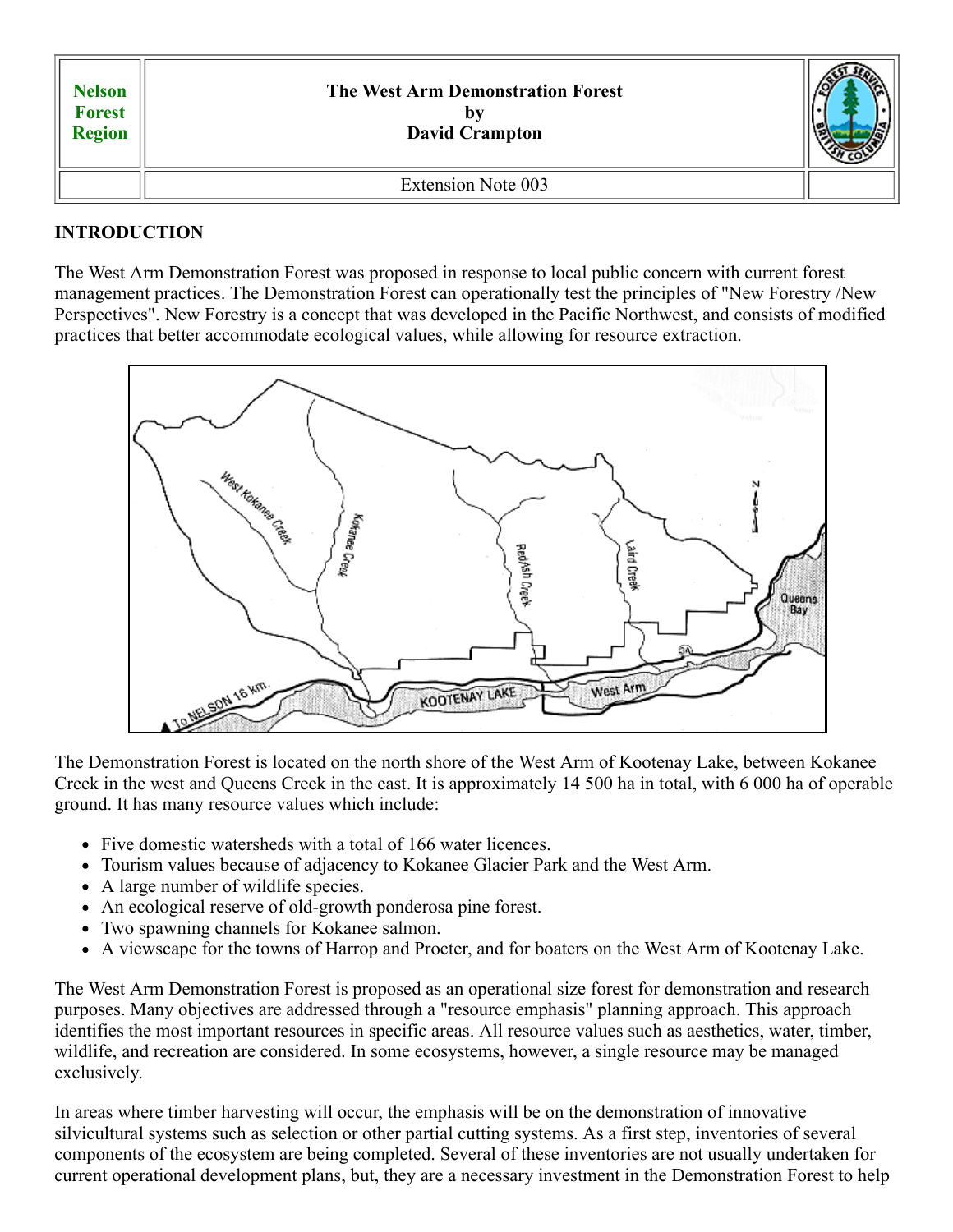| Nelson Forest Region | The West Arm Demonstration Forest<br>by<br>David Crampton | |
|---|---|---|
| | Extension Note 003 | |

## INTRODUCTION

The West Arm Demonstration Forest was proposed in response to local public concern with current forest management practices. The Demonstration Forest can operationally test the principles of "New Forestry /New Perspectives". New Forestry is a concept that was developed in the Pacific Northwest, and consists of modified practices that better accommodate ecological values, while allowing for resource extraction.

The Demonstration Forest is located on the north shore of the West Arm of Kootenay Lake, between Kokanee Creek in the west and Queens Creek in the east. It is approximately 14 500 ha in total, with 6 000 ha of operable ground. It has many resource values which include:

- Five domestic watersheds with a total of 166 water licences.
- Tourism values because of adjacency to Kokanee Glacier Park and the West Arm.
- A large number of wildlife species.
- An ecological reserve of old-growth ponderosa pine forest.
- Two spawning channels for Kokanee salmon.
- A viewscape for the towns of Harrop and Procter, and for boaters on the West Arm of Kootenay Lake.

The West Arm Demonstration Forest is proposed as an operational size forest for demonstration and research purposes. Many objectives are addressed through a "resource emphasis" planning approach. This approach identifies the most important resources in specific areas. All resource values such as aesthetics, water, timber, wildlife, and recreation are considered. In some ecosystems, however, a single resource may be managed exclusively.

In areas where timber harvesting will occur, the emphasis will be on the demonstration of innovative silvicultural systems such as selection or other partial cutting systems. As a first step, inventories of several components of the ecosystem are being completed. Several of these inventories are not usually undertaken for current operational development plans, but, they are a necessary investment in the Demonstration Forest to help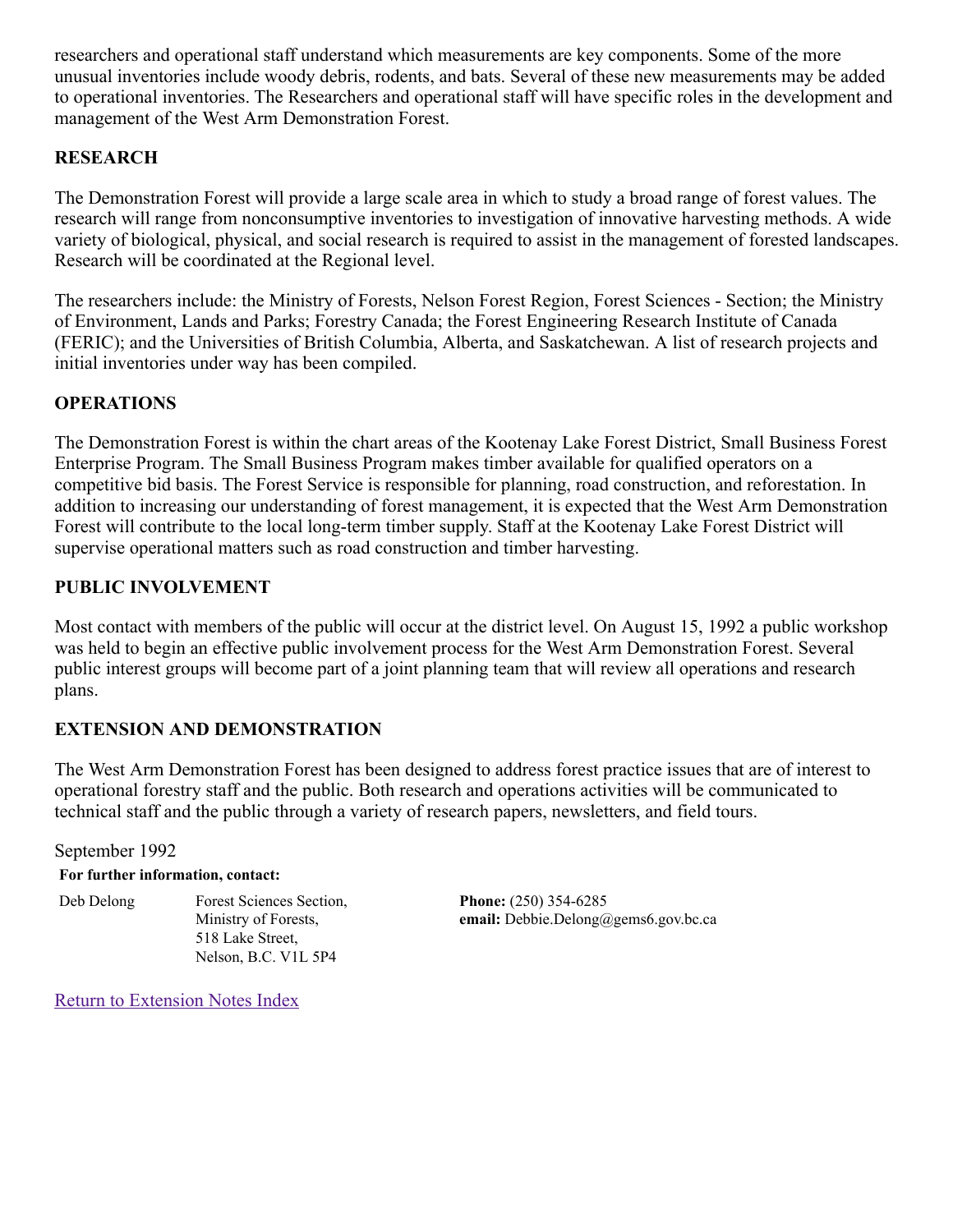researchers and operational staff understand which measurements are key components. Some of the more unusual inventories include woody debris, rodents, and bats. Several of these new measurements may be added to operational inventories. The Researchers and operational staff will have specific roles in the development and management of the West Arm Demonstration Forest.

## RESEARCH

The Demonstration Forest will provide a large scale area in which to study a broad range of forest values. The research will range from nonconsumptive inventories to investigation of innovative harvesting methods. A wide variety of biological, physical, and social research is required to assist in the management of forested landscapes. Research will be coordinated at the Regional level.

The researchers include: the Ministry of Forests, Nelson Forest Region, Forest Sciences - Section; the Ministry of Environment, Lands and Parks; Forestry Canada; the Forest Engineering Research Institute of Canada (FERIC); and the Universities of British Columbia, Alberta, and Saskatchewan. A list of research projects and initial inventories under way has been compiled.

## OPERATIONS

The Demonstration Forest is within the chart areas of the Kootenay Lake Forest District, Small Business Forest Enterprise Program. The Small Business Program makes timber available for qualified operators on a competitive bid basis. The Forest Service is responsible for planning, road construction, and reforestation. In addition to increasing our understanding of forest management, it is expected that the West Arm Demonstration Forest will contribute to the local long-term timber supply. Staff at the Kootenay Lake Forest District will supervise operational matters such as road construction and timber harvesting.

## PUBLIC INVOLVEMENT

Most contact with members of the public will occur at the district level. On August 15, 1992 a public workshop was held to begin an effective public involvement process for the West Arm Demonstration Forest. Several public interest groups will become part of a joint planning team that will review all operations and research plans.

## EXTENSION AND DEMONSTRATION

The West Arm Demonstration Forest has been designed to address forest practice issues that are of interest to operational forestry staff and the public. Both research and operations activities will be communicated to technical staff and the public through a variety of research papers, newsletters, and field tours.

September 1992

**For further information, contact:**

| | | |
|---|---|---|
| Deb Delong | Forest Sciences Section,<br>Ministry of Forests,<br>518 Lake Street,<br>Nelson, B.C. V1L 5P4 | **Phone:** (250) 354-6285<br>**email:** Debbie.Delong@gems6.gov.bc.ca |

Return to Extension Notes Index